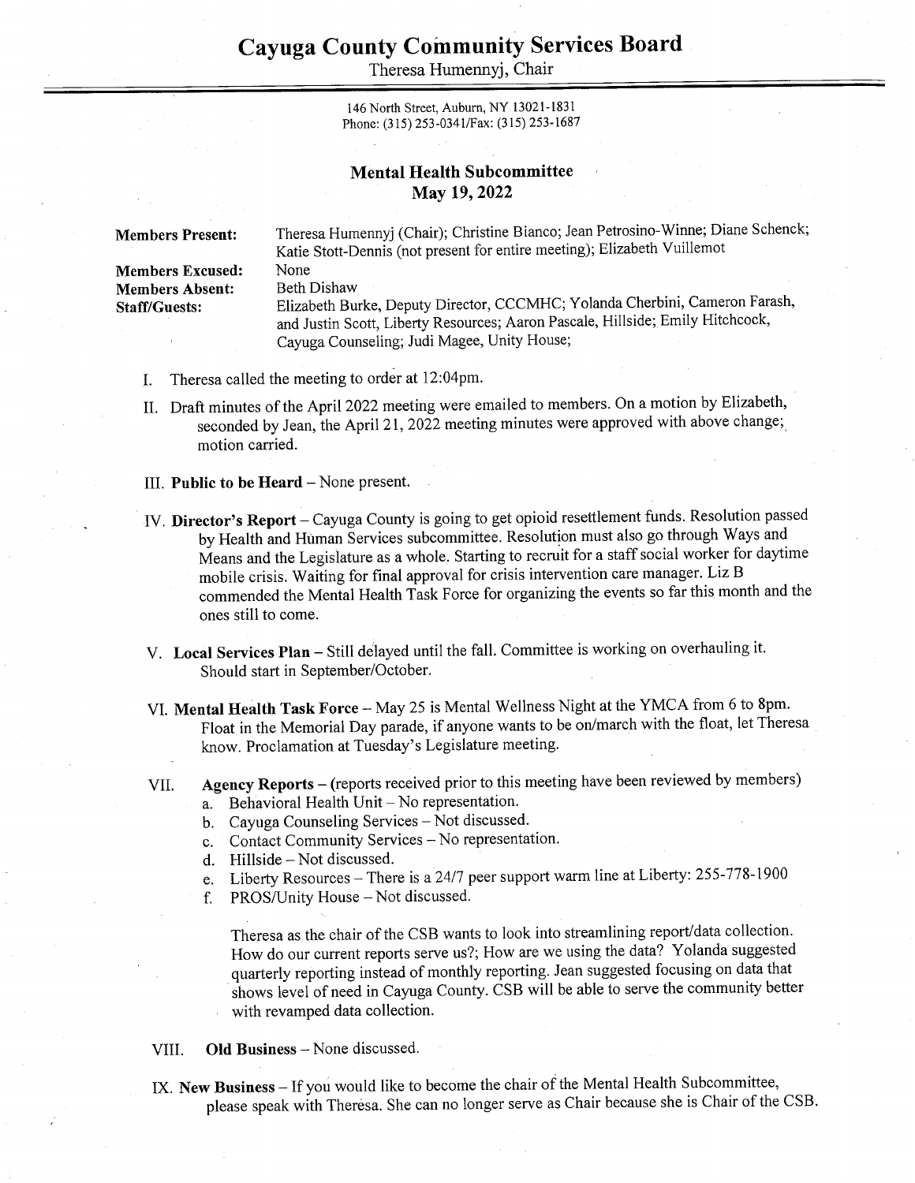# Cayuga County Community Services Board

Theresa Humennyj, Chair

146 North Street, Auburn, NY 13021-1831
Phone: (315) 253-0341/Fax: (315) 253-1687

## Mental Health Subcommittee
## May 19, 2022

**Members Present:** Theresa Humennyj (Chair); Christine Bianco; Jean Petrosino-Winne; Diane Schenck; Katie Stott-Dennis (not present for entire meeting); Elizabeth Vuillemot

**Members Excused:** None

**Members Absent:** Beth Dishaw

**Staff/Guests:** Elizabeth Burke, Deputy Director, CCCMHC; Yolanda Cherbini, Cameron Farash, and Justin Scott, Liberty Resources; Aaron Pascale, Hillside; Emily Hitchcock, Cayuga Counseling; Judi Magee, Unity House;

I. Theresa called the meeting to order at 12:04pm.

II. Draft minutes of the April 2022 meeting were emailed to members. On a motion by Elizabeth, seconded by Jean, the April 21, 2022 meeting minutes were approved with above change; motion carried.

III. **Public to be Heard** – None present.

IV. **Director's Report** – Cayuga County is going to get opioid resettlement funds. Resolution passed by Health and Human Services subcommittee. Resolution must also go through Ways and Means and the Legislature as a whole. Starting to recruit for a staff social worker for daytime mobile crisis. Waiting for final approval for crisis intervention care manager. Liz B commended the Mental Health Task Force for organizing the events so far this month and the ones still to come.

V. **Local Services Plan** – Still delayed until the fall. Committee is working on overhauling it. Should start in September/October.

VI. **Mental Health Task Force** – May 25 is Mental Wellness Night at the YMCA from 6 to 8pm. Float in the Memorial Day parade, if anyone wants to be on/march with the float, let Theresa know. Proclamation at Tuesday's Legislature meeting.

VII. **Agency Reports** – (reports received prior to this meeting have been reviewed by members)

a. Behavioral Health Unit – No representation.
b. Cayuga Counseling Services – Not discussed.
c. Contact Community Services – No representation.
d. Hillside – Not discussed.
e. Liberty Resources – There is a 24/7 peer support warm line at Liberty: 255-778-1900
f. PROS/Unity House – Not discussed.

Theresa as the chair of the CSB wants to look into streamlining report/data collection. How do our current reports serve us?; How are we using the data? Yolanda suggested quarterly reporting instead of monthly reporting. Jean suggested focusing on data that shows level of need in Cayuga County. CSB will be able to serve the community better with revamped data collection.

VIII. **Old Business** – None discussed.

IX. **New Business** – If you would like to become the chair of the Mental Health Subcommittee, please speak with Theresa. She can no longer serve as Chair because she is Chair of the CSB.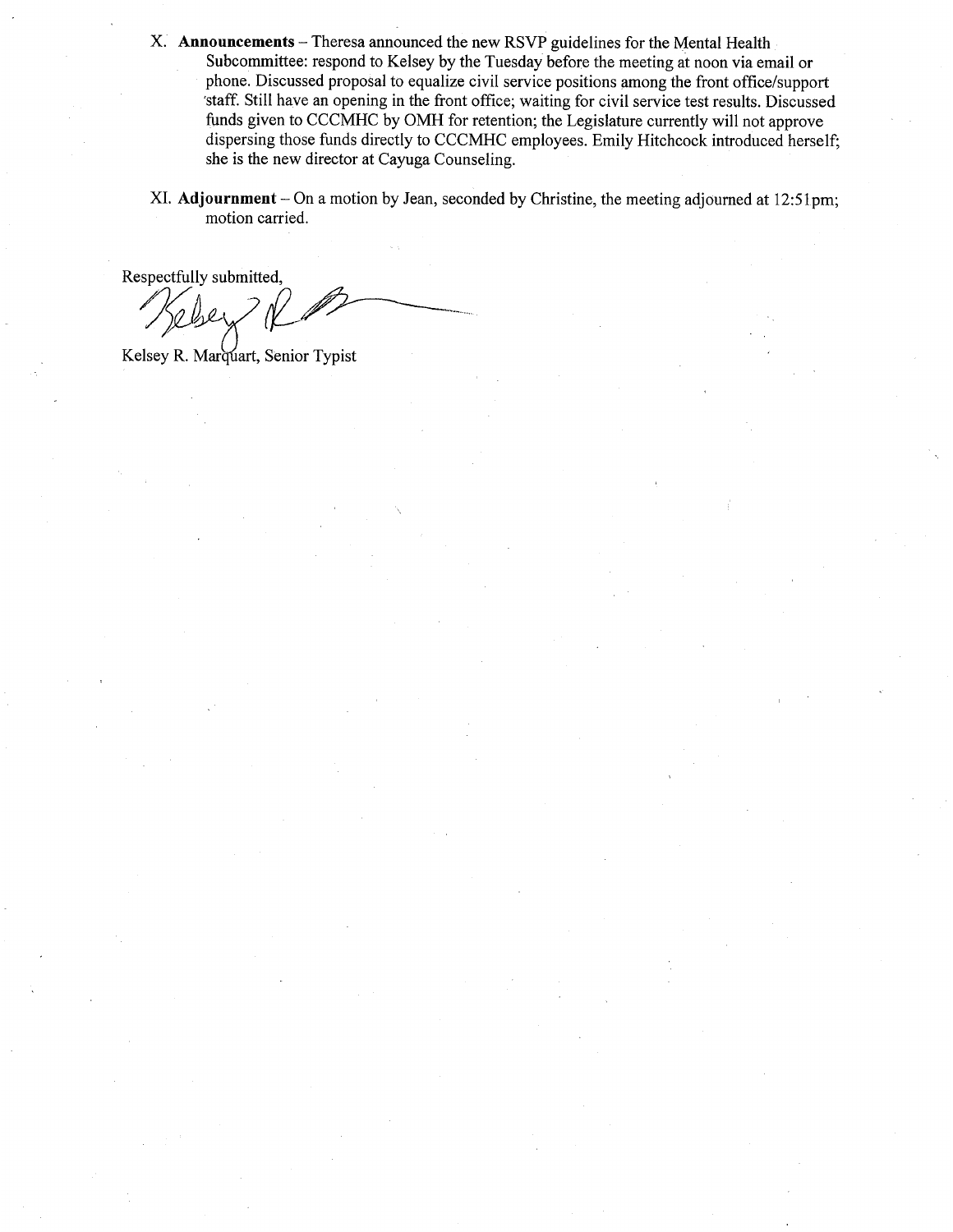X. **Announcements** – Theresa announced the new RSVP guidelines for the Mental Health Subcommittee: respond to Kelsey by the Tuesday before the meeting at noon via email or phone. Discussed proposal to equalize civil service positions among the front office/support staff. Still have an opening in the front office; waiting for civil service test results. Discussed funds given to CCCMHC by OMH for retention; the Legislature currently will not approve dispersing those funds directly to CCCMHC employees. Emily Hitchcock introduced herself; she is the new director at Cayuga Counseling.

XI. **Adjournment** – On a motion by Jean, seconded by Christine, the meeting adjourned at 12:51pm; motion carried.

Respectfully submitted,

Kelsey R. Marquart, Senior Typist